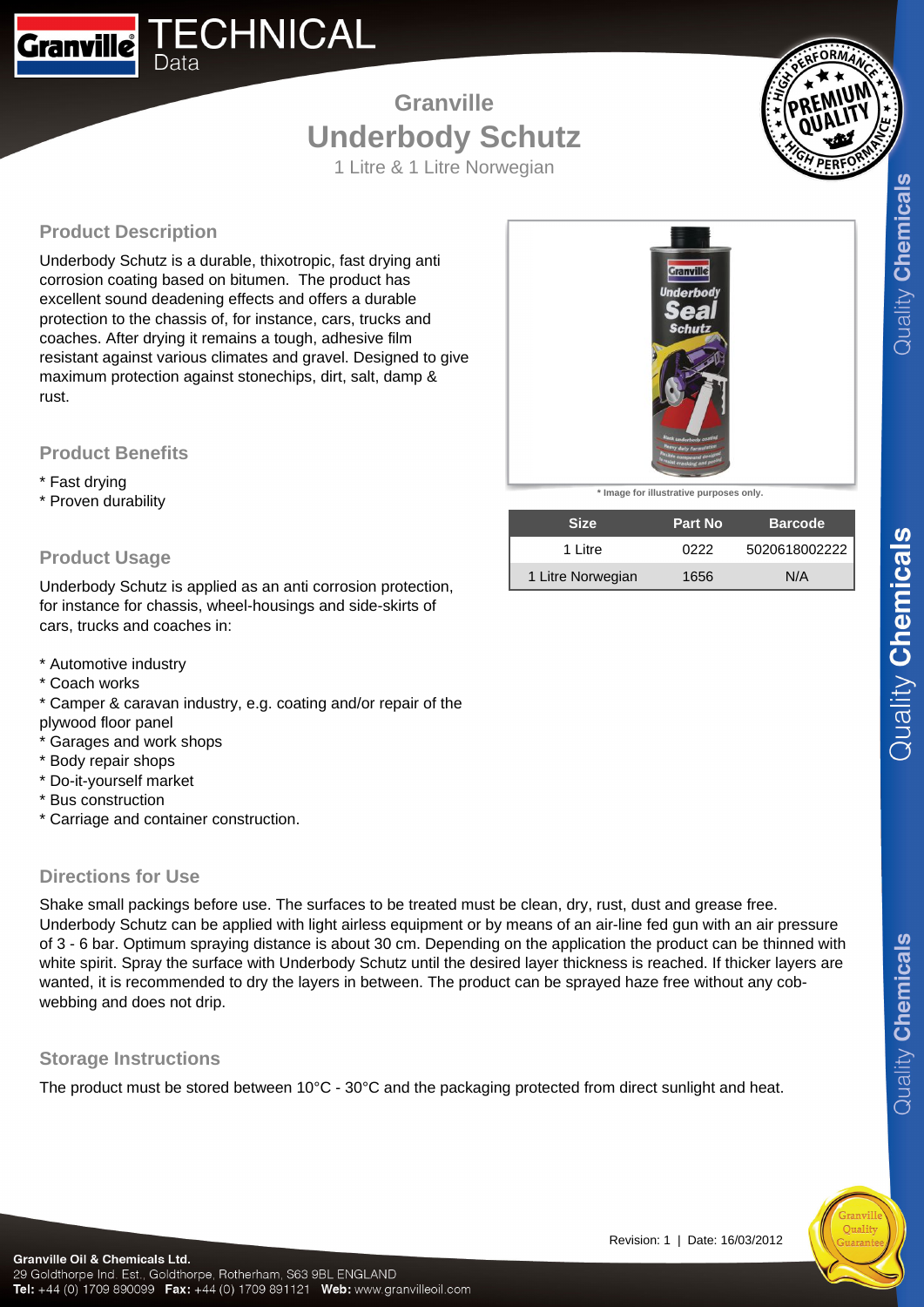# Granville TECHNICAL Data

## Granville
# Underbody Schutz
1 Litre & 1 Litre Norwegian

## Product Description

Underbody Schutz is a durable, thixotropic, fast drying anti corrosion coating based on bitumen. The product has excellent sound deadening effects and offers a durable protection to the chassis of, for instance, cars, trucks and coaches. After drying it remains a tough, adhesive film resistant against various climates and gravel. Designed to give maximum protection against stonechips, dirt, salt, damp & rust.

## Product Benefits

* Fast drying
* Proven durability

## Product Usage

Underbody Schutz is applied as an anti corrosion protection, for instance for chassis, wheel-housings and side-skirts of cars, trucks and coaches in:

* Automotive industry
* Coach works
* Camper & caravan industry, e.g. coating and/or repair of the plywood floor panel
* Garages and work shops
* Body repair shops
* Do-it-yourself market
* Bus construction
* Carriage and container construction.

* Image for illustrative purposes only.

| Size | Part No | Barcode |
| --- | --- | --- |
| 1 Litre | 0222 | 5020618002222 |
| 1 Litre Norwegian | 1656 | N/A |

## Directions for Use

Shake small packings before use. The surfaces to be treated must be clean, dry, rust, dust and grease free. Underbody Schutz can be applied with light airless equipment or by means of an air-line fed gun with an air pressure of 3 - 6 bar. Optimum spraying distance is about 30 cm. Depending on the application the product can be thinned with white spirit. Spray the surface with Underbody Schutz until the desired layer thickness is reached. If thicker layers are wanted, it is recommended to dry the layers in between. The product can be sprayed haze free without any cob-webbing and does not drip.

## Storage Instructions

The product must be stored between 10°C - 30°C and the packaging protected from direct sunlight and heat.

Revision: 1 | Date: 16/03/2012

**Granville Oil & Chemicals Ltd.**
29 Goldthorpe Ind. Est., Goldthorpe, Rotherham, S63 9BL ENGLAND
**Tel:** +44 (0) 1709 890099 **Fax:** +44 (0) 1709 891121 **Web:** www.granvilleoil.com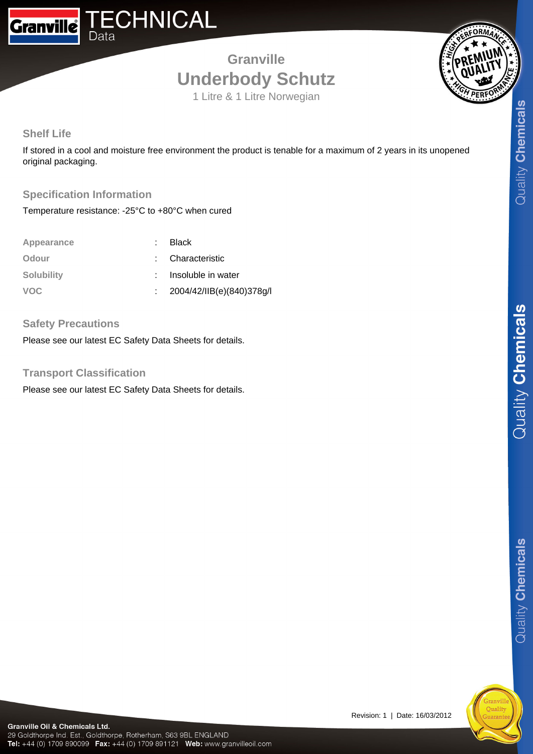# Granville Underbody Schutz

1 Litre & 1 Litre Norwegian

## Shelf Life

If stored in a cool and moisture free environment the product is tenable for a maximum of 2 years in its unopened original packaging.

## Specification Information

Temperature resistance: -25°C to +80°C when cured

| | | |
|---|---|---|
| Appearance | : | Black |
| Odour | : | Characteristic |
| Solubility | : | Insoluble in water |
| VOC | : | 2004/42/IIB(e)(840)378g/l |

## Safety Precautions

Please see our latest EC Safety Data Sheets for details.

## Transport Classification

Please see our latest EC Safety Data Sheets for details.

Revision: 1 | Date: 16/03/2012

**Granville Oil & Chemicals Ltd.**
29 Goldthorpe Ind. Est., Goldthorpe, Rotherham, S63 9BL ENGLAND
**Tel:** +44 (0) 1709 890099 **Fax:** +44 (0) 1709 891121 **Web:** www.granvilleoil.com